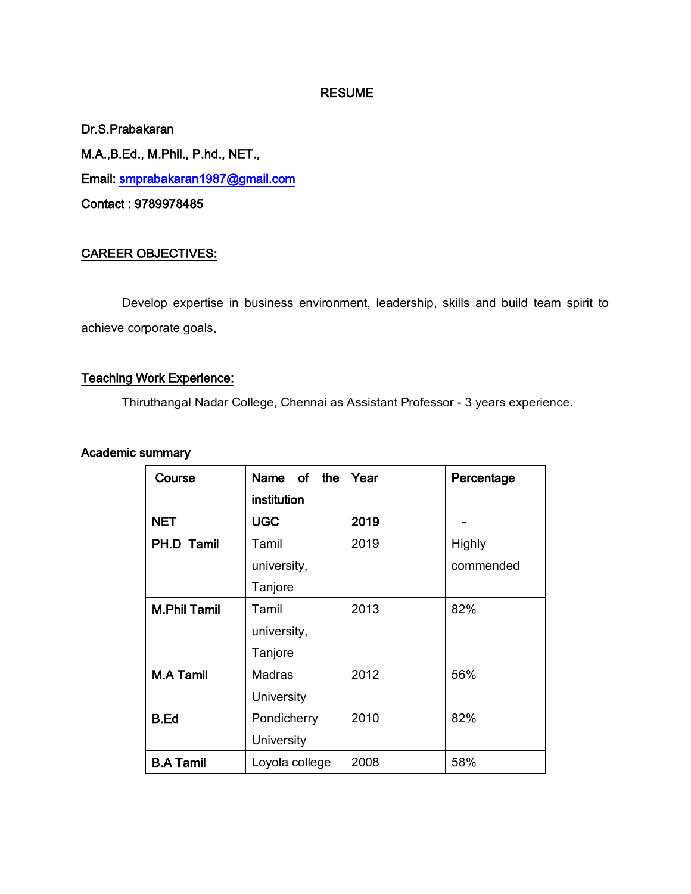# RESUME

**Dr.S.Prabakaran**

**M.A.,B.Ed., M.Phil., P.hd., NET.,**

**Email:** smprabakaran1987@gmail.com

**Contact : 9789978485**

## CAREER OBJECTIVES:

Develop expertise in business environment, leadership, skills and build team spirit to achieve corporate goals.

## Teaching Work Experience:

Thiruthangal Nadar College, Chennai as Assistant Professor - 3 years experience.

## Academic summary

| Course | Name of the institution | Year | Percentage |
|---|---|---|---|
| **NET** | **UGC** | **2019** | **-** |
| **PH.D Tamil** | Tamil university, Tanjore | 2019 | Highly commended |
| **M.Phil Tamil** | Tamil university, Tanjore | 2013 | 82% |
| **M.A Tamil** | Madras University | 2012 | 56% |
| **B.Ed** | Pondicherry University | 2010 | 82% |
| **B.A Tamil** | Loyola college | 2008 | 58% |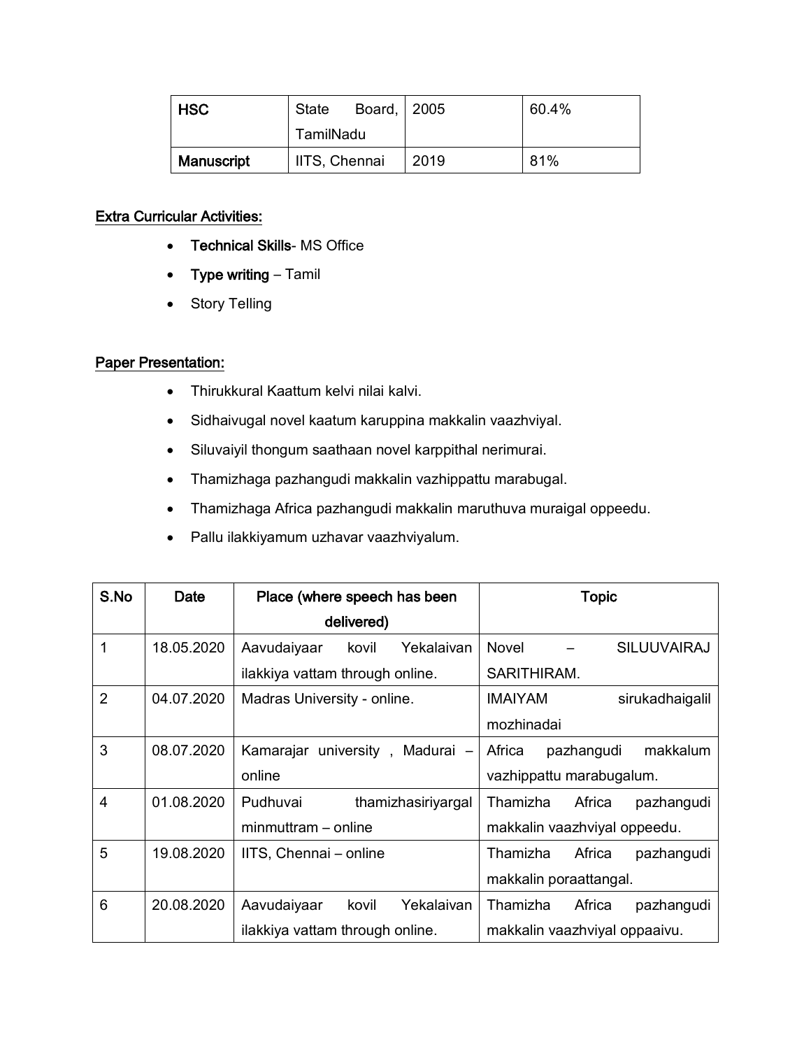| HSC | State Board, TamilNadu | 2005 | 60.4% |
|---|---|---|---|
| Manuscript | IITS, Chennai | 2019 | 81% |

**Extra Curricular Activities:**

- **Technical Skills**- MS Office
- **Type writing** – Tamil
- Story Telling

**Paper Presentation:**

- Thirukkural Kaattum kelvi nilai kalvi.
- Sidhaivugal novel kaatum karuppina makkalin vaazhviyal.
- Siluvaiyil thongum saathaan novel karppithal nerimurai.
- Thamizhaga pazhangudi makkalin vazhippattu marabugal.
- Thamizhaga Africa pazhangudi makkalin maruthuva muraigal oppeedu.
- Pallu ilakkiyamum uzhavar vaazhviyalum.

| S.No | Date | Place (where speech has been delivered) | Topic |
|---|---|---|---|
| 1 | 18.05.2020 | Aavudaiyaar kovil Yekalaivan ilakkiya vattam through online. | Novel – SILUUVAIRAJ SARITHIRAM. |
| 2 | 04.07.2020 | Madras University - online. | IMAIYAM sirukadhaigalil mozhinadai |
| 3 | 08.07.2020 | Kamarajar university , Madurai – online | Africa pazhangudi makkalum vazhippattu marabugalum. |
| 4 | 01.08.2020 | Pudhuvai thamizhasiriyargal minmuttram – online | Thamizha Africa pazhangudi makkalin vaazhviyal oppeedu. |
| 5 | 19.08.2020 | IITS, Chennai – online | Thamizha Africa pazhangudi makkalin poraattangal. |
| 6 | 20.08.2020 | Aavudaiyaar kovil Yekalaivan ilakkiya vattam through online. | Thamizha Africa pazhangudi makkalin vaazhviyal oppaaivu. |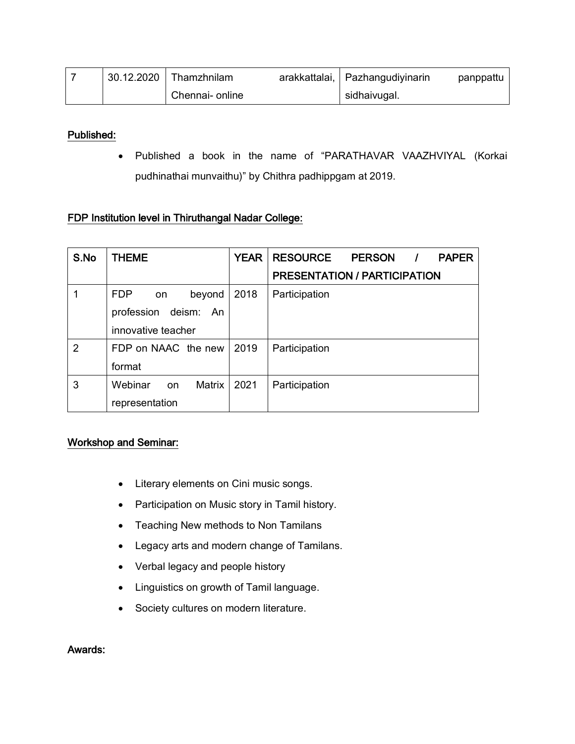| 7 | 30.12.2020 | Thamzhnilam arakkattalai, Chennai- online | Pazhangudiyinarin panppattu sidhaivugal. |
|---|---|---|---|

**Published:**

- Published a book in the name of “PARATHAVAR VAAZHVIYAL (Korkai pudhinathai munvaithu)” by Chithra padhippgam at 2019.

**FDP Institution level in Thiruthangal Nadar College:**

| S.No | THEME | YEAR | RESOURCE PERSON / PAPER PRESENTATION / PARTICIPATION |
|---|---|---|---|
| 1 | FDP on beyond profession deism: An innovative teacher | 2018 | Participation |
| 2 | FDP on NAAC the new format | 2019 | Participation |
| 3 | Webinar on Matrix representation | 2021 | Participation |

**Workshop and Seminar:**

- Literary elements on Cini music songs.
- Participation on Music story in Tamil history.
- Teaching New methods to Non Tamilans
- Legacy arts and modern change of Tamilans.
- Verbal legacy and people history
- Linguistics on growth of Tamil language.
- Society cultures on modern literature.

**Awards:**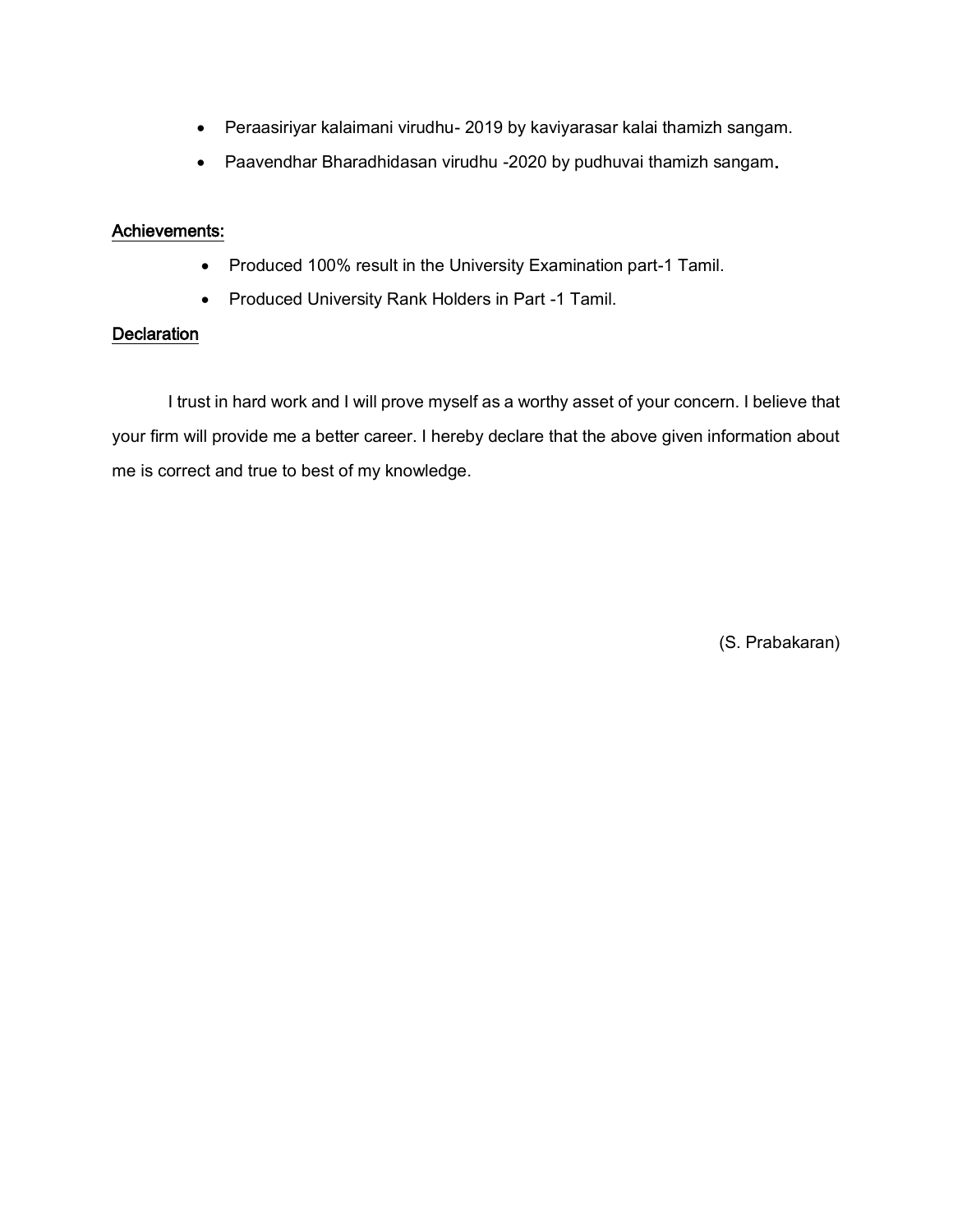- Peraasiriyar kalaimani virudhu- 2019 by kaviyarasar kalai thamizh sangam.
- Paavendhar Bharadhidasan virudhu -2020 by pudhuvai thamizh sangam.

## Achievements:

- Produced 100% result in the University Examination part-1 Tamil.
- Produced University Rank Holders in Part -1 Tamil.

## Declaration

I trust in hard work and I will prove myself as a worthy asset of your concern. I believe that your firm will provide me a better career. I hereby declare that the above given information about me is correct and true to best of my knowledge.

(S. Prabakaran)